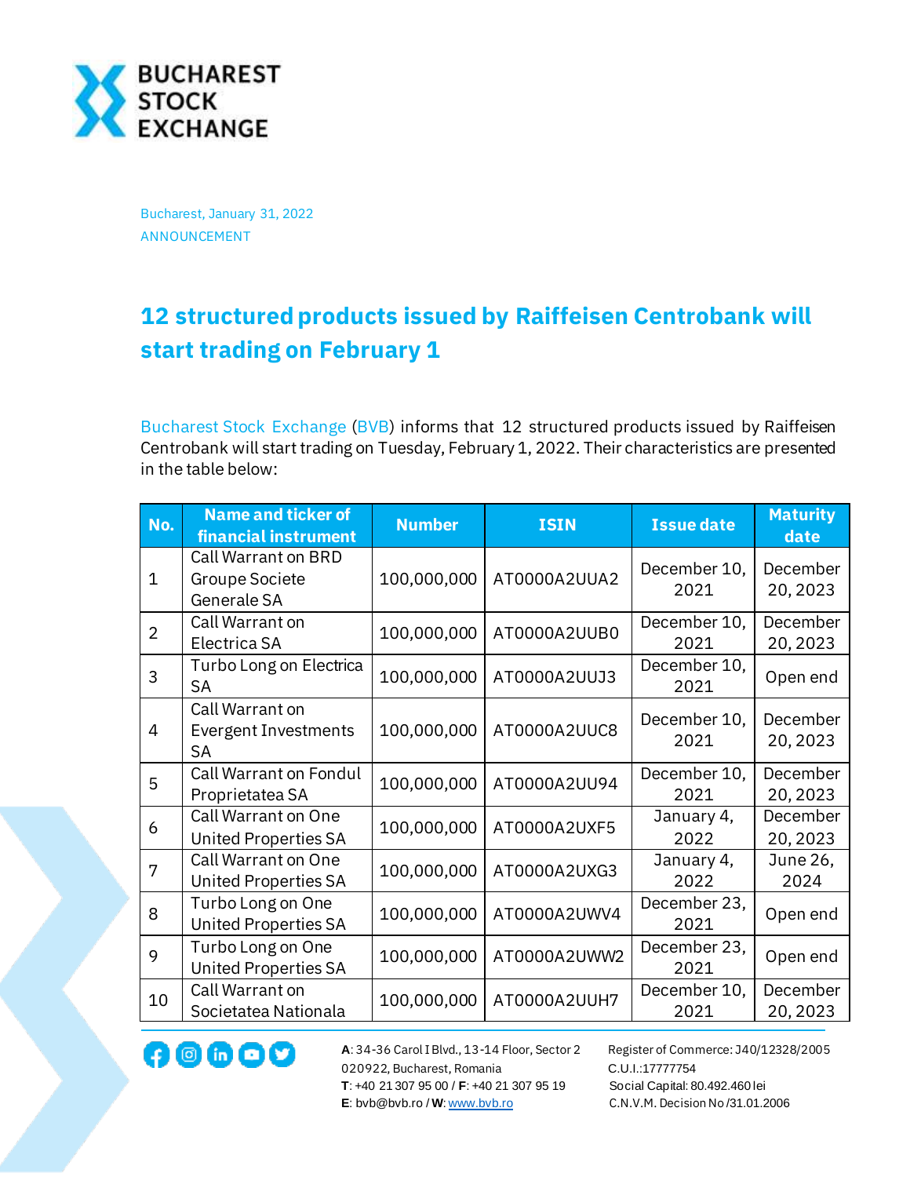BUCHAREST STOCK EXCHANGE

Bucharest, January 31, 2022
ANNOUNCEMENT

# 12 structured products issued by Raiffeisen Centrobank will start trading on February 1

Bucharest Stock Exchange (BVB) informs that 12 structured products issued by Raiffeisen Centrobank will start trading on Tuesday, February 1, 2022. Their characteristics are presented in the table below:

| No. | Name and ticker of financial instrument | Number | ISIN | Issue date | Maturity date |
|---|---|---|---|---|---|
| 1 | Call Warrant on BRD Groupe Societe Generale SA | 100,000,000 | AT0000A2UUA2 | December 10, 2021 | December 20, 2023 |
| 2 | Call Warrant on Electrica SA | 100,000,000 | AT0000A2UUB0 | December 10, 2021 | December 20, 2023 |
| 3 | Turbo Long on Electrica SA | 100,000,000 | AT0000A2UUJ3 | December 10, 2021 | Open end |
| 4 | Call Warrant on Evergent Investments SA | 100,000,000 | AT0000A2UUC8 | December 10, 2021 | December 20, 2023 |
| 5 | Call Warrant on Fondul Proprietatea SA | 100,000,000 | AT0000A2UU94 | December 10, 2021 | December 20, 2023 |
| 6 | Call Warrant on One United Properties SA | 100,000,000 | AT0000A2UXF5 | January 4, 2022 | December 20, 2023 |
| 7 | Call Warrant on One United Properties SA | 100,000,000 | AT0000A2UXG3 | January 4, 2022 | June 26, 2024 |
| 8 | Turbo Long on One United Properties SA | 100,000,000 | AT0000A2UWV4 | December 23, 2021 | Open end |
| 9 | Turbo Long on One United Properties SA | 100,000,000 | AT0000A2UWW2 | December 23, 2021 | Open end |
| 10 | Call Warrant on Societatea Nationala | 100,000,000 | AT0000A2UUH7 | December 10, 2021 | December 20, 2023 |

**A**: 34-36 Carol I Blvd., 13-14 Floor, Sector 2
020922, Bucharest, Romania
**T**: +40 21 307 95 00 / **F**: +40 21 307 95 19
**E**: bvb@bvb.ro / **W**: www.bvb.ro

Register of Commerce: J40/12328/2005
C.U.I.:17777754
Social Capital: 80.492.460 lei
C.N.V.M. Decision No /31.01.2006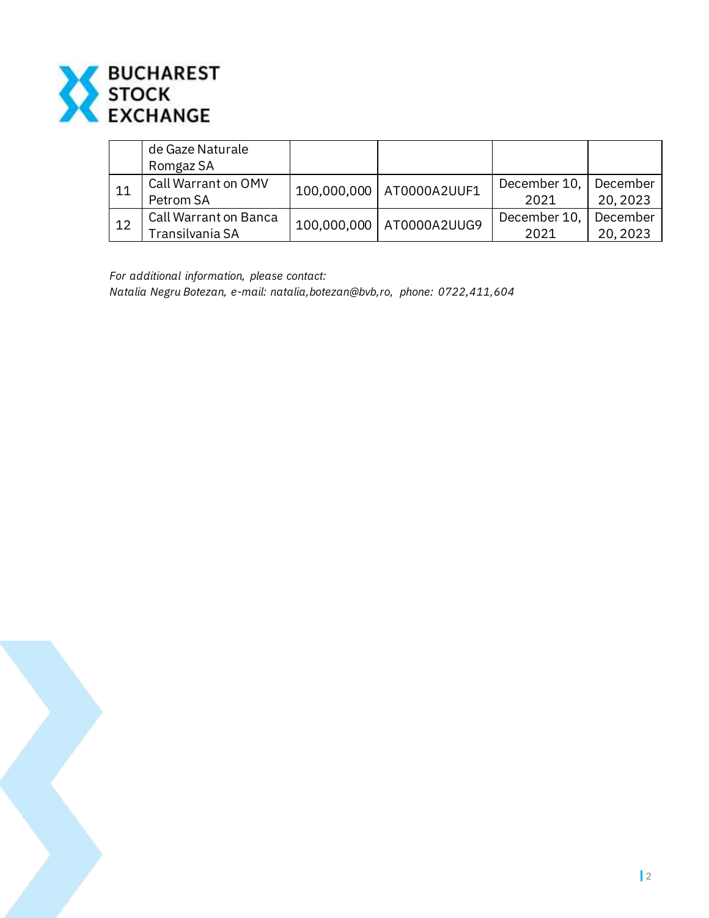| | | | | | |
|---|---|---|---|---|---|
| | de Gaze Naturale Romgaz SA | | | | |
| 11 | Call Warrant on OMV Petrom SA | 100,000,000 | AT0000A2UUF1 | December 10, 2021 | December 20, 2023 |
| 12 | Call Warrant on Banca Transilvania SA | 100,000,000 | AT0000A2UUG9 | December 10, 2021 | December 20, 2023 |

*For additional information, please contact:*
*Natalia Negru Botezan, e-mail: natalia,botezan@bvb,ro, phone: 0722,411,604*